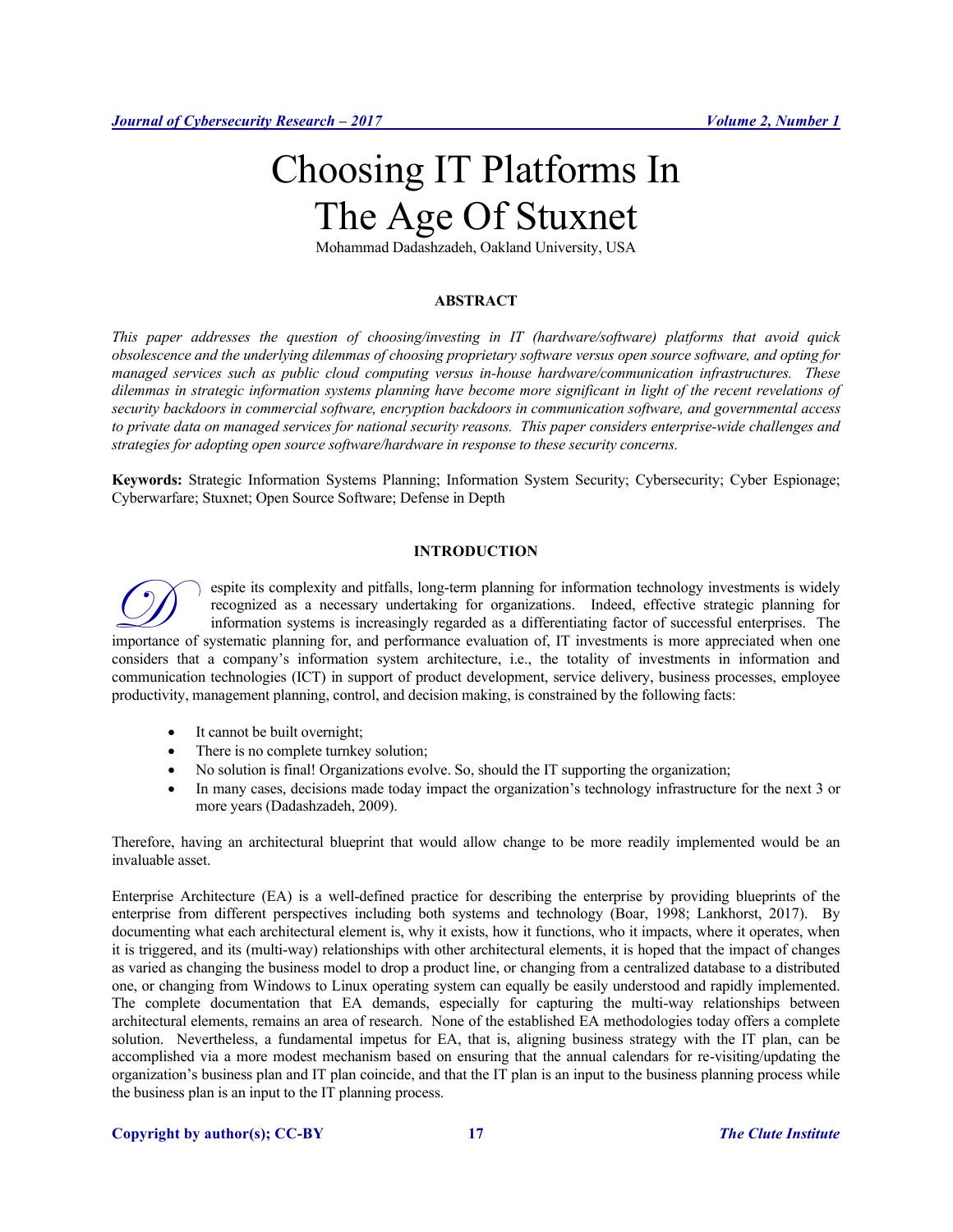# Choosing IT Platforms In The Age Of Stuxnet

Mohammad Dadashzadeh, Oakland University, USA

## ABSTRACT

*This paper addresses the question of choosing/investing in IT (hardware/software) platforms that avoid quick obsolescence and the underlying dilemmas of choosing proprietary software versus open source software, and opting for managed services such as public cloud computing versus in-house hardware/communication infrastructures. These dilemmas in strategic information systems planning have become more significant in light of the recent revelations of security backdoors in commercial software, encryption backdoors in communication software, and governmental access to private data on managed services for national security reasons. This paper considers enterprise-wide challenges and strategies for adopting open source software/hardware in response to these security concerns.*

**Keywords:** Strategic Information Systems Planning; Information System Security; Cybersecurity; Cyber Espionage; Cyberwarfare; Stuxnet; Open Source Software; Defense in Depth

## INTRODUCTION

Despite its complexity and pitfalls, long-term planning for information technology investments is widely recognized as a necessary undertaking for organizations. Indeed, effective strategic planning for information systems is increasingly regarded as a differentiating factor of successful enterprises. The importance of systematic planning for, and performance evaluation of, IT investments is more appreciated when one considers that a company's information system architecture, i.e., the totality of investments in information and communication technologies (ICT) in support of product development, service delivery, business processes, employee productivity, management planning, control, and decision making, is constrained by the following facts:

- It cannot be built overnight;
- There is no complete turnkey solution;
- No solution is final! Organizations evolve. So, should the IT supporting the organization;
- In many cases, decisions made today impact the organization's technology infrastructure for the next 3 or more years (Dadashzadeh, 2009).

Therefore, having an architectural blueprint that would allow change to be more readily implemented would be an invaluable asset.

Enterprise Architecture (EA) is a well-defined practice for describing the enterprise by providing blueprints of the enterprise from different perspectives including both systems and technology (Boar, 1998; Lankhorst, 2017). By documenting what each architectural element is, why it exists, how it functions, who it impacts, where it operates, when it is triggered, and its (multi-way) relationships with other architectural elements, it is hoped that the impact of changes as varied as changing the business model to drop a product line, or changing from a centralized database to a distributed one, or changing from Windows to Linux operating system can equally be easily understood and rapidly implemented. The complete documentation that EA demands, especially for capturing the multi-way relationships between architectural elements, remains an area of research. None of the established EA methodologies today offers a complete solution. Nevertheless, a fundamental impetus for EA, that is, aligning business strategy with the IT plan, can be accomplished via a more modest mechanism based on ensuring that the annual calendars for re-visiting/updating the organization's business plan and IT plan coincide, and that the IT plan is an input to the business planning process while the business plan is an input to the IT planning process.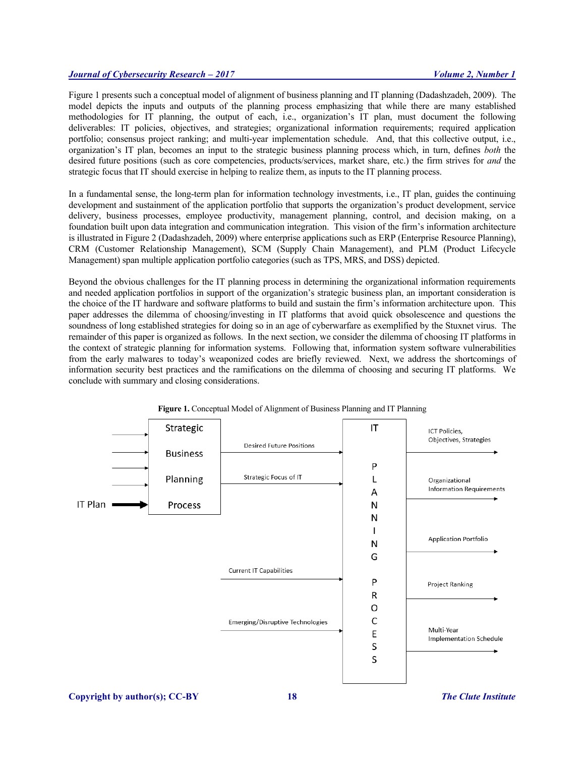Figure 1 presents such a conceptual model of alignment of business planning and IT planning (Dadashzadeh, 2009). The model depicts the inputs and outputs of the planning process emphasizing that while there are many established methodologies for IT planning, the output of each, i.e., organization's IT plan, must document the following deliverables: IT policies, objectives, and strategies; organizational information requirements; required application portfolio; consensus project ranking; and multi-year implementation schedule. And, that this collective output, i.e., organization's IT plan, becomes an input to the strategic business planning process which, in turn, defines *both* the desired future positions (such as core competencies, products/services, market share, etc.) the firm strives for *and* the strategic focus that IT should exercise in helping to realize them, as inputs to the IT planning process.

In a fundamental sense, the long-term plan for information technology investments, i.e., IT plan, guides the continuing development and sustainment of the application portfolio that supports the organization's product development, service delivery, business processes, employee productivity, management planning, control, and decision making, on a foundation built upon data integration and communication integration. This vision of the firm's information architecture is illustrated in Figure 2 (Dadashzadeh, 2009) where enterprise applications such as ERP (Enterprise Resource Planning), CRM (Customer Relationship Management), SCM (Supply Chain Management), and PLM (Product Lifecycle Management) span multiple application portfolio categories (such as TPS, MRS, and DSS) depicted.

Beyond the obvious challenges for the IT planning process in determining the organizational information requirements and needed application portfolios in support of the organization's strategic business plan, an important consideration is the choice of the IT hardware and software platforms to build and sustain the firm's information architecture upon. This paper addresses the dilemma of choosing/investing in IT platforms that avoid quick obsolescence and questions the soundness of long established strategies for doing so in an age of cyberwarfare as exemplified by the Stuxnet virus. The remainder of this paper is organized as follows. In the next section, we consider the dilemma of choosing IT platforms in the context of strategic planning for information systems. Following that, information system software vulnerabilities from the early malwares to today's weaponized codes are briefly reviewed. Next, we address the shortcomings of information security best practices and the ramifications on the dilemma of choosing and securing IT platforms. We conclude with summary and closing considerations.

**Figure 1.** Conceptual Model of Alignment of Business Planning and IT Planning

Strategic Business Planning Process

IT Plan

Desired Future Positions

Strategic Focus of IT

Current IT Capabilities

Emerging/Disruptive Technologies

IT PLANNING PROCESS

ICT Policies, Objectives, Strategies

Organizational Information Requirements

Application Portfolio

Project Ranking

Multi-Year Implementation Schedule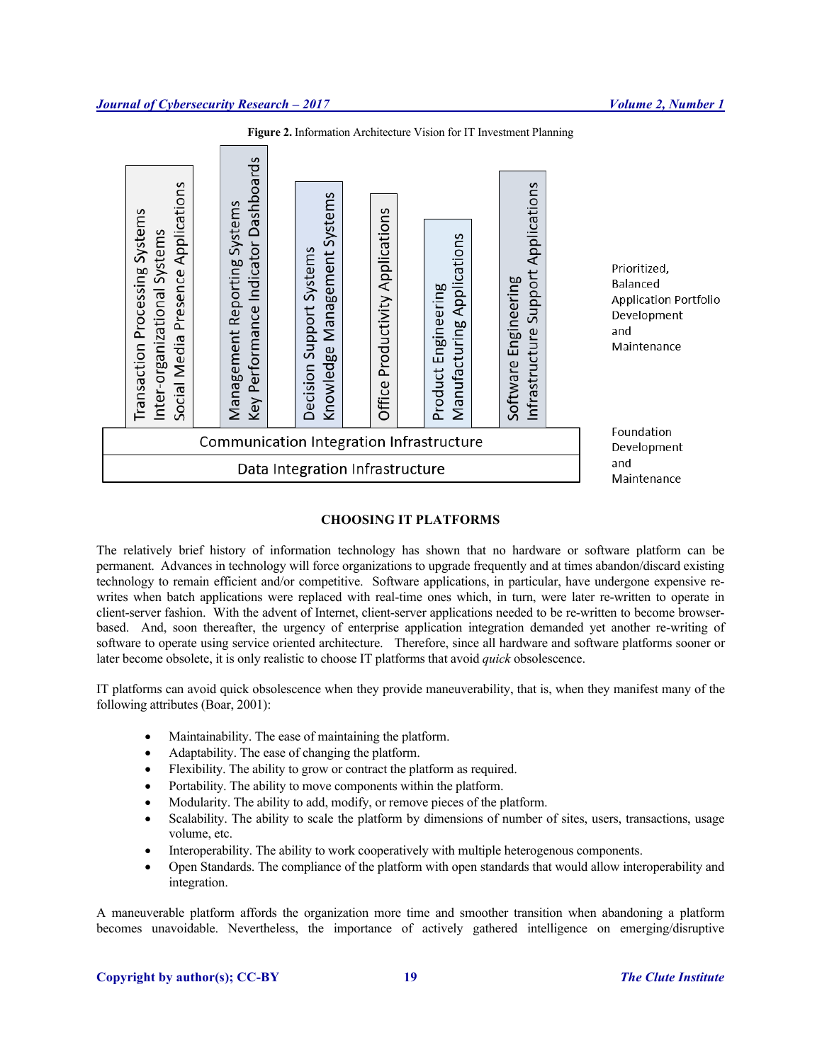**Figure 2.** Information Architecture Vision for IT Investment Planning

| Transaction Processing Systems<br>Inter-organizational Systems<br>Social Media Presence Applications | Management Reporting Systems<br>Key Performance Indicator Dashboards | Decision Support Systems<br>Knowledge Management Systems | Office Productivity Applications | Product Engineering<br>Manufacturing Applications | Software Engineering<br>Infrastructure Support Applications | Prioritized, Balanced Application Portfolio Development and Maintenance |
|---|---|---|---|---|---|---|
| Communication Integration Infrastructure | | | | | | Foundation Development and Maintenance |
| Data Integration Infrastructure | | | | | | |

## CHOOSING IT PLATFORMS

The relatively brief history of information technology has shown that no hardware or software platform can be permanent. Advances in technology will force organizations to upgrade frequently and at times abandon/discard existing technology to remain efficient and/or competitive. Software applications, in particular, have undergone expensive re-writes when batch applications were replaced with real-time ones which, in turn, were later re-written to operate in client-server fashion. With the advent of Internet, client-server applications needed to be re-written to become browser-based. And, soon thereafter, the urgency of enterprise application integration demanded yet another re-writing of software to operate using service oriented architecture. Therefore, since all hardware and software platforms sooner or later become obsolete, it is only realistic to choose IT platforms that avoid *quick* obsolescence.

IT platforms can avoid quick obsolescence when they provide maneuverability, that is, when they manifest many of the following attributes (Boar, 2001):

- Maintainability. The ease of maintaining the platform.
- Adaptability. The ease of changing the platform.
- Flexibility. The ability to grow or contract the platform as required.
- Portability. The ability to move components within the platform.
- Modularity. The ability to add, modify, or remove pieces of the platform.
- Scalability. The ability to scale the platform by dimensions of number of sites, users, transactions, usage volume, etc.
- Interoperability. The ability to work cooperatively with multiple heterogenous components.
- Open Standards. The compliance of the platform with open standards that would allow interoperability and integration.

A maneuverable platform affords the organization more time and smoother transition when abandoning a platform becomes unavoidable. Nevertheless, the importance of actively gathered intelligence on emerging/disruptive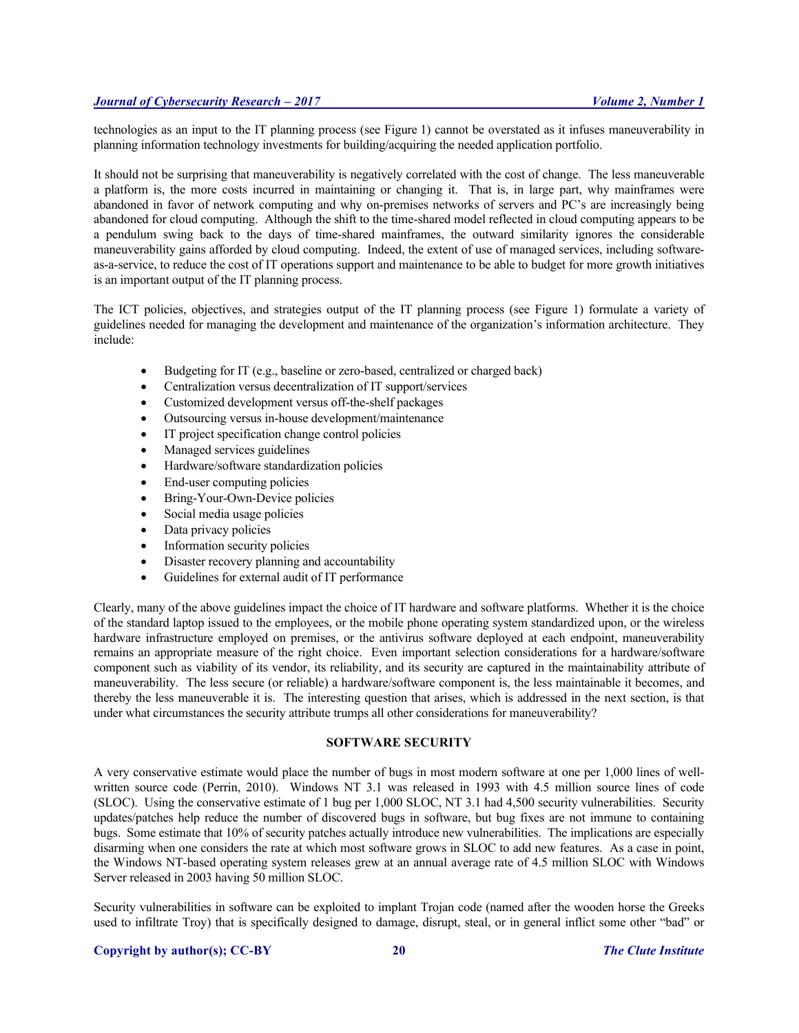technologies as an input to the IT planning process (see Figure 1) cannot be overstated as it infuses maneuverability in planning information technology investments for building/acquiring the needed application portfolio.

It should not be surprising that maneuverability is negatively correlated with the cost of change. The less maneuverable a platform is, the more costs incurred in maintaining or changing it. That is, in large part, why mainframes were abandoned in favor of network computing and why on-premises networks of servers and PC's are increasingly being abandoned for cloud computing. Although the shift to the time-shared model reflected in cloud computing appears to be a pendulum swing back to the days of time-shared mainframes, the outward similarity ignores the considerable maneuverability gains afforded by cloud computing. Indeed, the extent of use of managed services, including software-as-a-service, to reduce the cost of IT operations support and maintenance to be able to budget for more growth initiatives is an important output of the IT planning process.

The ICT policies, objectives, and strategies output of the IT planning process (see Figure 1) formulate a variety of guidelines needed for managing the development and maintenance of the organization's information architecture. They include:

- Budgeting for IT (e.g., baseline or zero-based, centralized or charged back)
- Centralization versus decentralization of IT support/services
- Customized development versus off-the-shelf packages
- Outsourcing versus in-house development/maintenance
- IT project specification change control policies
- Managed services guidelines
- Hardware/software standardization policies
- End-user computing policies
- Bring-Your-Own-Device policies
- Social media usage policies
- Data privacy policies
- Information security policies
- Disaster recovery planning and accountability
- Guidelines for external audit of IT performance

Clearly, many of the above guidelines impact the choice of IT hardware and software platforms. Whether it is the choice of the standard laptop issued to the employees, or the mobile phone operating system standardized upon, or the wireless hardware infrastructure employed on premises, or the antivirus software deployed at each endpoint, maneuverability remains an appropriate measure of the right choice. Even important selection considerations for a hardware/software component such as viability of its vendor, its reliability, and its security are captured in the maintainability attribute of maneuverability. The less secure (or reliable) a hardware/software component is, the less maintainable it becomes, and thereby the less maneuverable it is. The interesting question that arises, which is addressed in the next section, is that under what circumstances the security attribute trumps all other considerations for maneuverability?

## SOFTWARE SECURITY

A very conservative estimate would place the number of bugs in most modern software at one per 1,000 lines of well-written source code (Perrin, 2010). Windows NT 3.1 was released in 1993 with 4.5 million source lines of code (SLOC). Using the conservative estimate of 1 bug per 1,000 SLOC, NT 3.1 had 4,500 security vulnerabilities. Security updates/patches help reduce the number of discovered bugs in software, but bug fixes are not immune to containing bugs. Some estimate that 10% of security patches actually introduce new vulnerabilities. The implications are especially disarming when one considers the rate at which most software grows in SLOC to add new features. As a case in point, the Windows NT-based operating system releases grew at an annual average rate of 4.5 million SLOC with Windows Server released in 2003 having 50 million SLOC.

Security vulnerabilities in software can be exploited to implant Trojan code (named after the wooden horse the Greeks used to infiltrate Troy) that is specifically designed to damage, disrupt, steal, or in general inflict some other "bad" or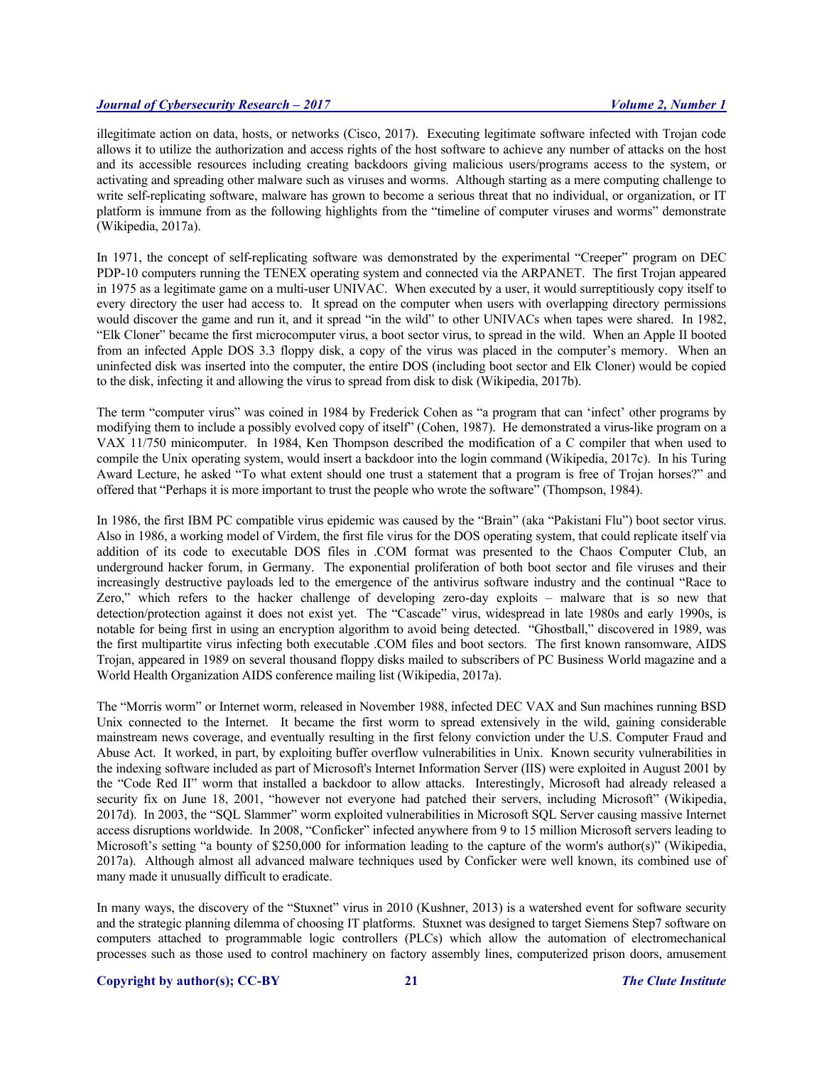illegitimate action on data, hosts, or networks (Cisco, 2017). Executing legitimate software infected with Trojan code allows it to utilize the authorization and access rights of the host software to achieve any number of attacks on the host and its accessible resources including creating backdoors giving malicious users/programs access to the system, or activating and spreading other malware such as viruses and worms. Although starting as a mere computing challenge to write self-replicating software, malware has grown to become a serious threat that no individual, or organization, or IT platform is immune from as the following highlights from the "timeline of computer viruses and worms" demonstrate (Wikipedia, 2017a).

In 1971, the concept of self-replicating software was demonstrated by the experimental "Creeper" program on DEC PDP-10 computers running the TENEX operating system and connected via the ARPANET. The first Trojan appeared in 1975 as a legitimate game on a multi-user UNIVAC. When executed by a user, it would surreptitiously copy itself to every directory the user had access to. It spread on the computer when users with overlapping directory permissions would discover the game and run it, and it spread "in the wild" to other UNIVACs when tapes were shared. In 1982, "Elk Cloner" became the first microcomputer virus, a boot sector virus, to spread in the wild. When an Apple II booted from an infected Apple DOS 3.3 floppy disk, a copy of the virus was placed in the computer's memory. When an uninfected disk was inserted into the computer, the entire DOS (including boot sector and Elk Cloner) would be copied to the disk, infecting it and allowing the virus to spread from disk to disk (Wikipedia, 2017b).

The term "computer virus" was coined in 1984 by Frederick Cohen as "a program that can 'infect' other programs by modifying them to include a possibly evolved copy of itself" (Cohen, 1987). He demonstrated a virus-like program on a VAX 11/750 minicomputer. In 1984, Ken Thompson described the modification of a C compiler that when used to compile the Unix operating system, would insert a backdoor into the login command (Wikipedia, 2017c). In his Turing Award Lecture, he asked "To what extent should one trust a statement that a program is free of Trojan horses?" and offered that "Perhaps it is more important to trust the people who wrote the software" (Thompson, 1984).

In 1986, the first IBM PC compatible virus epidemic was caused by the "Brain" (aka "Pakistani Flu") boot sector virus. Also in 1986, a working model of Virdem, the first file virus for the DOS operating system, that could replicate itself via addition of its code to executable DOS files in .COM format was presented to the Chaos Computer Club, an underground hacker forum, in Germany. The exponential proliferation of both boot sector and file viruses and their increasingly destructive payloads led to the emergence of the antivirus software industry and the continual "Race to Zero," which refers to the hacker challenge of developing zero-day exploits – malware that is so new that detection/protection against it does not exist yet. The "Cascade" virus, widespread in late 1980s and early 1990s, is notable for being first in using an encryption algorithm to avoid being detected. "Ghostball," discovered in 1989, was the first multipartite virus infecting both executable .COM files and boot sectors. The first known ransomware, AIDS Trojan, appeared in 1989 on several thousand floppy disks mailed to subscribers of PC Business World magazine and a World Health Organization AIDS conference mailing list (Wikipedia, 2017a).

The "Morris worm" or Internet worm, released in November 1988, infected DEC VAX and Sun machines running BSD Unix connected to the Internet. It became the first worm to spread extensively in the wild, gaining considerable mainstream news coverage, and eventually resulting in the first felony conviction under the U.S. Computer Fraud and Abuse Act. It worked, in part, by exploiting buffer overflow vulnerabilities in Unix. Known security vulnerabilities in the indexing software included as part of Microsoft's Internet Information Server (IIS) were exploited in August 2001 by the "Code Red II" worm that installed a backdoor to allow attacks. Interestingly, Microsoft had already released a security fix on June 18, 2001, "however not everyone had patched their servers, including Microsoft" (Wikipedia, 2017d). In 2003, the "SQL Slammer" worm exploited vulnerabilities in Microsoft SQL Server causing massive Internet access disruptions worldwide. In 2008, "Conficker" infected anywhere from 9 to 15 million Microsoft servers leading to Microsoft's setting "a bounty of $250,000 for information leading to the capture of the worm's author(s)" (Wikipedia, 2017a). Although almost all advanced malware techniques used by Conficker were well known, its combined use of many made it unusually difficult to eradicate.

In many ways, the discovery of the "Stuxnet" virus in 2010 (Kushner, 2013) is a watershed event for software security and the strategic planning dilemma of choosing IT platforms. Stuxnet was designed to target Siemens Step7 software on computers attached to programmable logic controllers (PLCs) which allow the automation of electromechanical processes such as those used to control machinery on factory assembly lines, computerized prison doors, amusement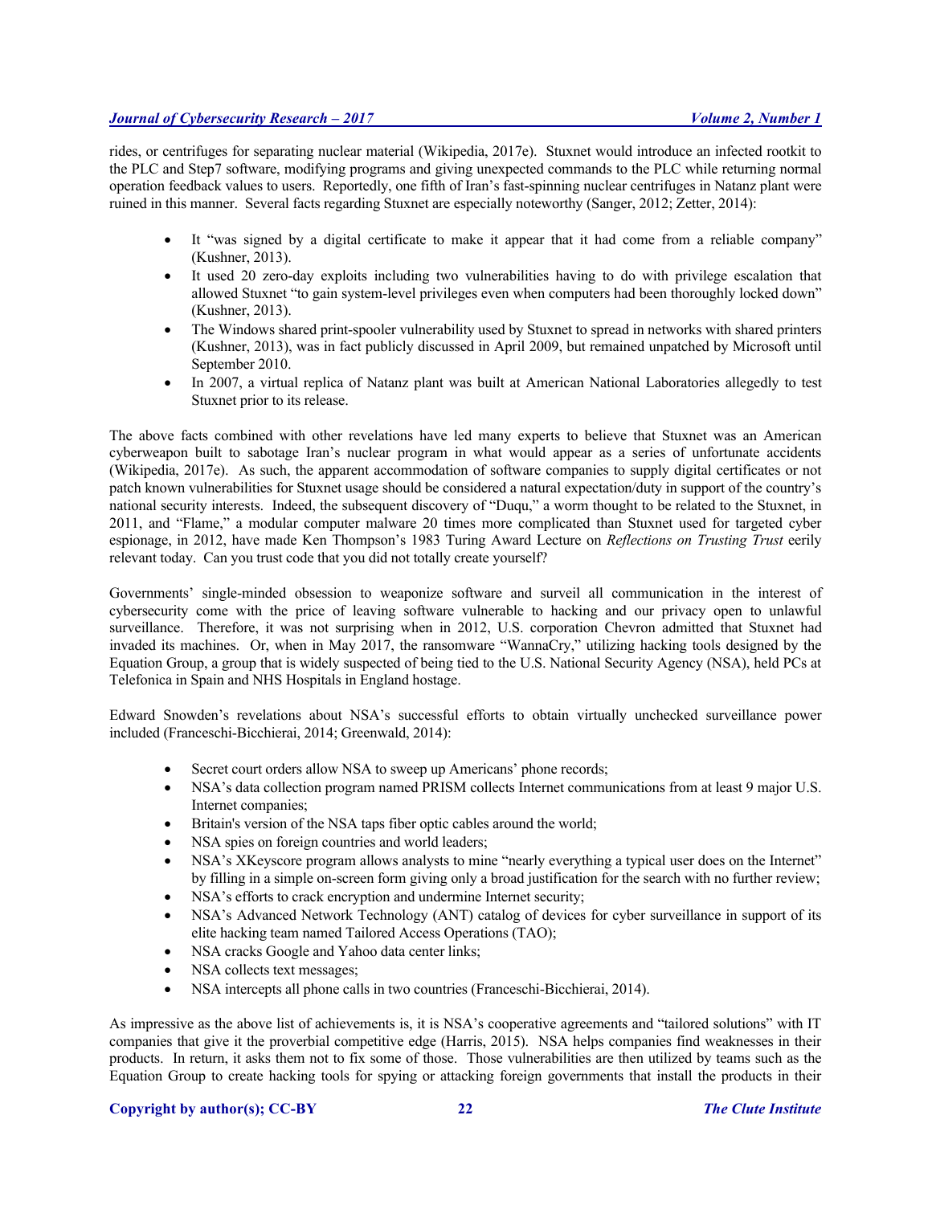rides, or centrifuges for separating nuclear material (Wikipedia, 2017e). Stuxnet would introduce an infected rootkit to the PLC and Step7 software, modifying programs and giving unexpected commands to the PLC while returning normal operation feedback values to users. Reportedly, one fifth of Iran's fast-spinning nuclear centrifuges in Natanz plant were ruined in this manner. Several facts regarding Stuxnet are especially noteworthy (Sanger, 2012; Zetter, 2014):

- It "was signed by a digital certificate to make it appear that it had come from a reliable company" (Kushner, 2013).
- It used 20 zero-day exploits including two vulnerabilities having to do with privilege escalation that allowed Stuxnet "to gain system-level privileges even when computers had been thoroughly locked down" (Kushner, 2013).
- The Windows shared print-spooler vulnerability used by Stuxnet to spread in networks with shared printers (Kushner, 2013), was in fact publicly discussed in April 2009, but remained unpatched by Microsoft until September 2010.
- In 2007, a virtual replica of Natanz plant was built at American National Laboratories allegedly to test Stuxnet prior to its release.

The above facts combined with other revelations have led many experts to believe that Stuxnet was an American cyberweapon built to sabotage Iran's nuclear program in what would appear as a series of unfortunate accidents (Wikipedia, 2017e). As such, the apparent accommodation of software companies to supply digital certificates or not patch known vulnerabilities for Stuxnet usage should be considered a natural expectation/duty in support of the country's national security interests. Indeed, the subsequent discovery of "Duqu," a worm thought to be related to the Stuxnet, in 2011, and "Flame," a modular computer malware 20 times more complicated than Stuxnet used for targeted cyber espionage, in 2012, have made Ken Thompson's 1983 Turing Award Lecture on *Reflections on Trusting Trust* eerily relevant today. Can you trust code that you did not totally create yourself?

Governments' single-minded obsession to weaponize software and surveil all communication in the interest of cybersecurity come with the price of leaving software vulnerable to hacking and our privacy open to unlawful surveillance. Therefore, it was not surprising when in 2012, U.S. corporation Chevron admitted that Stuxnet had invaded its machines. Or, when in May 2017, the ransomware "WannaCry," utilizing hacking tools designed by the Equation Group, a group that is widely suspected of being tied to the U.S. National Security Agency (NSA), held PCs at Telefonica in Spain and NHS Hospitals in England hostage.

Edward Snowden's revelations about NSA's successful efforts to obtain virtually unchecked surveillance power included (Franceschi-Bicchierai, 2014; Greenwald, 2014):

- Secret court orders allow NSA to sweep up Americans' phone records;
- NSA's data collection program named PRISM collects Internet communications from at least 9 major U.S. Internet companies;
- Britain's version of the NSA taps fiber optic cables around the world;
- NSA spies on foreign countries and world leaders;
- NSA's XKeyscore program allows analysts to mine "nearly everything a typical user does on the Internet" by filling in a simple on-screen form giving only a broad justification for the search with no further review;
- NSA's efforts to crack encryption and undermine Internet security;
- NSA's Advanced Network Technology (ANT) catalog of devices for cyber surveillance in support of its elite hacking team named Tailored Access Operations (TAO);
- NSA cracks Google and Yahoo data center links;
- NSA collects text messages;
- NSA intercepts all phone calls in two countries (Franceschi-Bicchierai, 2014).

As impressive as the above list of achievements is, it is NSA's cooperative agreements and "tailored solutions" with IT companies that give it the proverbial competitive edge (Harris, 2015). NSA helps companies find weaknesses in their products. In return, it asks them not to fix some of those. Those vulnerabilities are then utilized by teams such as the Equation Group to create hacking tools for spying or attacking foreign governments that install the products in their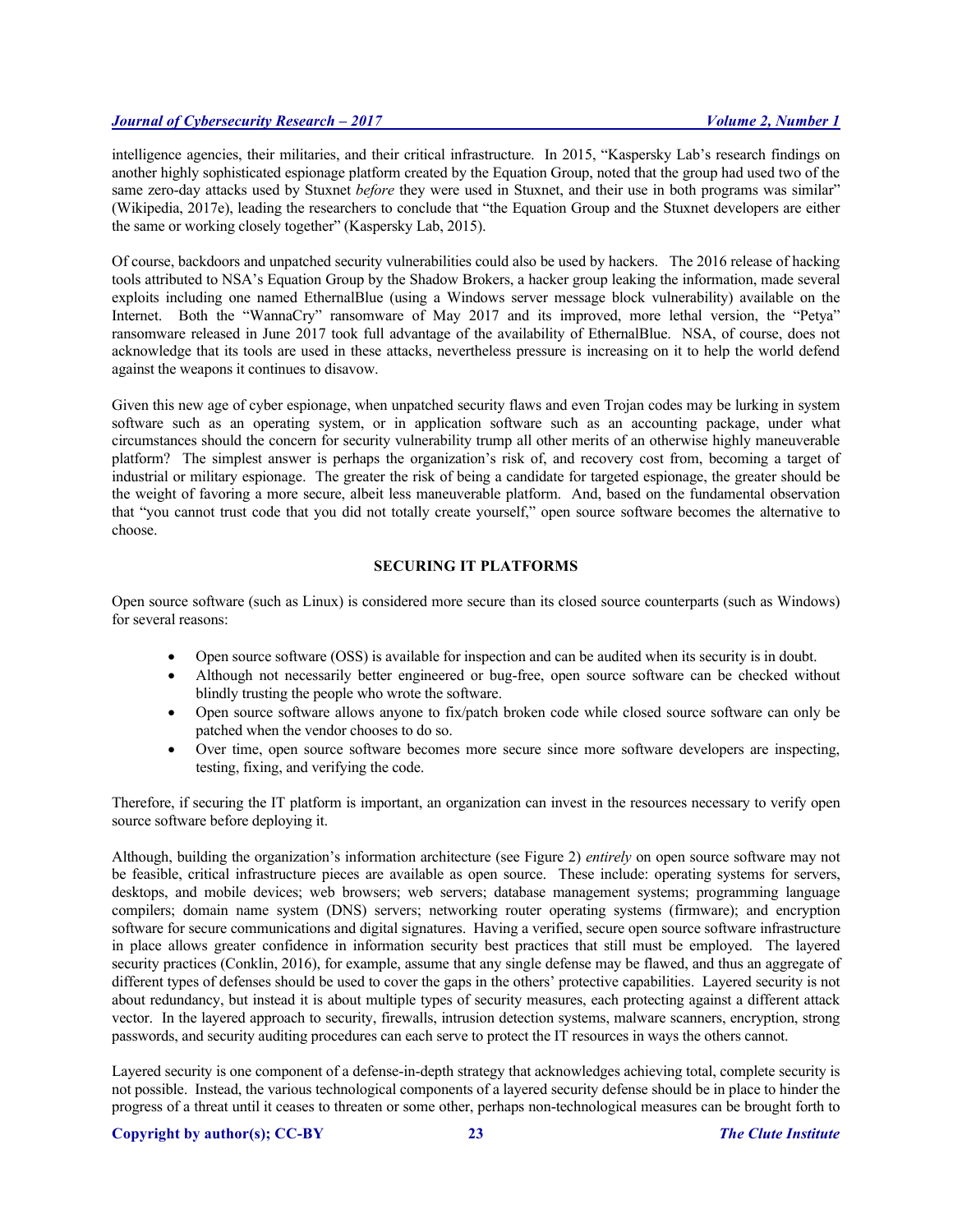intelligence agencies, their militaries, and their critical infrastructure. In 2015, "Kaspersky Lab's research findings on another highly sophisticated espionage platform created by the Equation Group, noted that the group had used two of the same zero-day attacks used by Stuxnet *before* they were used in Stuxnet, and their use in both programs was similar" (Wikipedia, 2017e), leading the researchers to conclude that "the Equation Group and the Stuxnet developers are either the same or working closely together" (Kaspersky Lab, 2015).

Of course, backdoors and unpatched security vulnerabilities could also be used by hackers. The 2016 release of hacking tools attributed to NSA's Equation Group by the Shadow Brokers, a hacker group leaking the information, made several exploits including one named EthernalBlue (using a Windows server message block vulnerability) available on the Internet. Both the "WannaCry" ransomware of May 2017 and its improved, more lethal version, the "Petya" ransomware released in June 2017 took full advantage of the availability of EthernalBlue. NSA, of course, does not acknowledge that its tools are used in these attacks, nevertheless pressure is increasing on it to help the world defend against the weapons it continues to disavow.

Given this new age of cyber espionage, when unpatched security flaws and even Trojan codes may be lurking in system software such as an operating system, or in application software such as an accounting package, under what circumstances should the concern for security vulnerability trump all other merits of an otherwise highly maneuverable platform? The simplest answer is perhaps the organization's risk of, and recovery cost from, becoming a target of industrial or military espionage. The greater the risk of being a candidate for targeted espionage, the greater should be the weight of favoring a more secure, albeit less maneuverable platform. And, based on the fundamental observation that "you cannot trust code that you did not totally create yourself," open source software becomes the alternative to choose.

## SECURING IT PLATFORMS

Open source software (such as Linux) is considered more secure than its closed source counterparts (such as Windows) for several reasons:

- Open source software (OSS) is available for inspection and can be audited when its security is in doubt.
- Although not necessarily better engineered or bug-free, open source software can be checked without blindly trusting the people who wrote the software.
- Open source software allows anyone to fix/patch broken code while closed source software can only be patched when the vendor chooses to do so.
- Over time, open source software becomes more secure since more software developers are inspecting, testing, fixing, and verifying the code.

Therefore, if securing the IT platform is important, an organization can invest in the resources necessary to verify open source software before deploying it.

Although, building the organization's information architecture (see Figure 2) *entirely* on open source software may not be feasible, critical infrastructure pieces are available as open source. These include: operating systems for servers, desktops, and mobile devices; web browsers; web servers; database management systems; programming language compilers; domain name system (DNS) servers; networking router operating systems (firmware); and encryption software for secure communications and digital signatures. Having a verified, secure open source software infrastructure in place allows greater confidence in information security best practices that still must be employed. The layered security practices (Conklin, 2016), for example, assume that any single defense may be flawed, and thus an aggregate of different types of defenses should be used to cover the gaps in the others' protective capabilities. Layered security is not about redundancy, but instead it is about multiple types of security measures, each protecting against a different attack vector. In the layered approach to security, firewalls, intrusion detection systems, malware scanners, encryption, strong passwords, and security auditing procedures can each serve to protect the IT resources in ways the others cannot.

Layered security is one component of a defense-in-depth strategy that acknowledges achieving total, complete security is not possible. Instead, the various technological components of a layered security defense should be in place to hinder the progress of a threat until it ceases to threaten or some other, perhaps non-technological measures can be brought forth to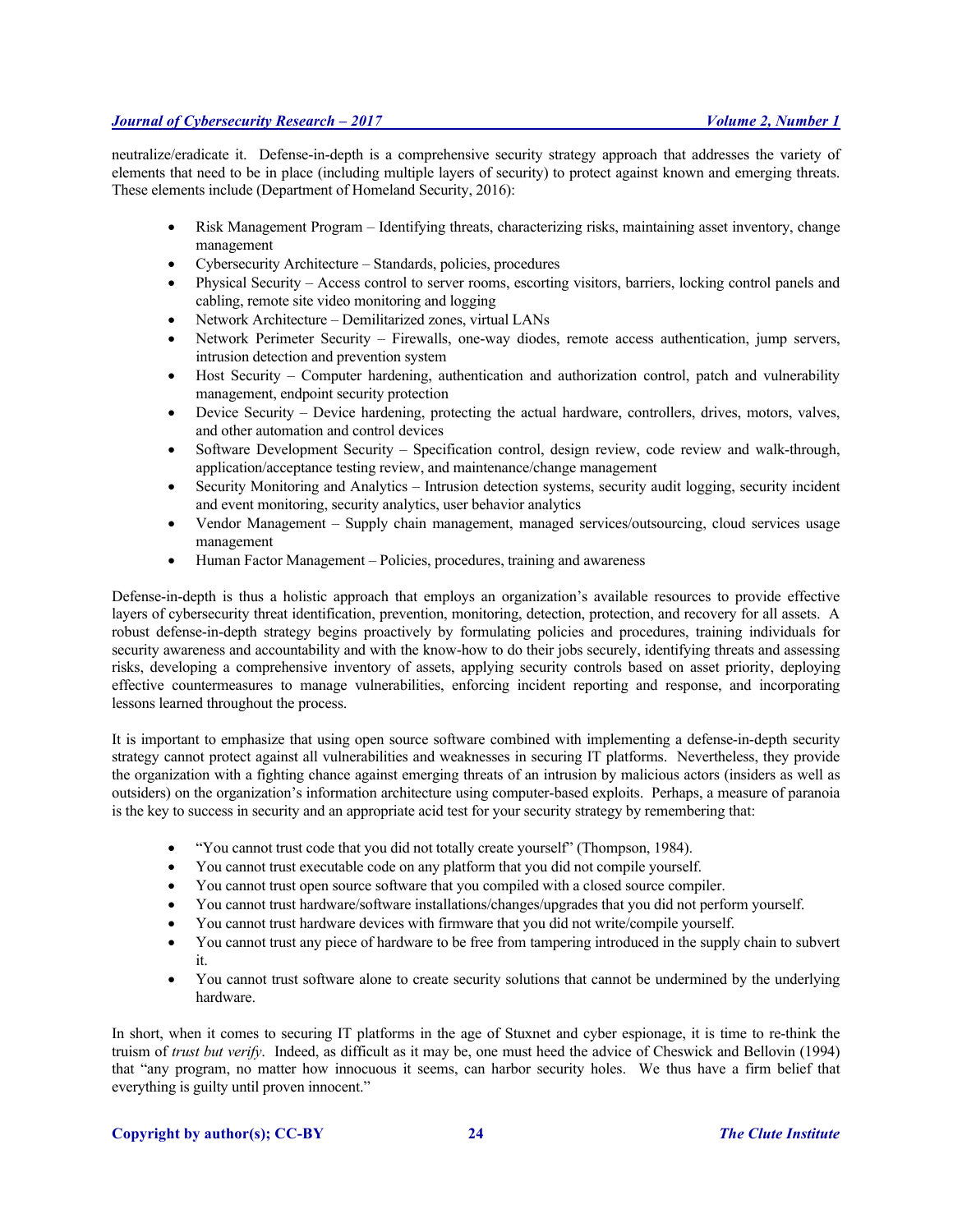neutralize/eradicate it. Defense-in-depth is a comprehensive security strategy approach that addresses the variety of elements that need to be in place (including multiple layers of security) to protect against known and emerging threats. These elements include (Department of Homeland Security, 2016):

- Risk Management Program – Identifying threats, characterizing risks, maintaining asset inventory, change management
- Cybersecurity Architecture – Standards, policies, procedures
- Physical Security – Access control to server rooms, escorting visitors, barriers, locking control panels and cabling, remote site video monitoring and logging
- Network Architecture – Demilitarized zones, virtual LANs
- Network Perimeter Security – Firewalls, one-way diodes, remote access authentication, jump servers, intrusion detection and prevention system
- Host Security – Computer hardening, authentication and authorization control, patch and vulnerability management, endpoint security protection
- Device Security – Device hardening, protecting the actual hardware, controllers, drives, motors, valves, and other automation and control devices
- Software Development Security – Specification control, design review, code review and walk-through, application/acceptance testing review, and maintenance/change management
- Security Monitoring and Analytics – Intrusion detection systems, security audit logging, security incident and event monitoring, security analytics, user behavior analytics
- Vendor Management – Supply chain management, managed services/outsourcing, cloud services usage management
- Human Factor Management – Policies, procedures, training and awareness

Defense-in-depth is thus a holistic approach that employs an organization's available resources to provide effective layers of cybersecurity threat identification, prevention, monitoring, detection, protection, and recovery for all assets. A robust defense-in-depth strategy begins proactively by formulating policies and procedures, training individuals for security awareness and accountability and with the know-how to do their jobs securely, identifying threats and assessing risks, developing a comprehensive inventory of assets, applying security controls based on asset priority, deploying effective countermeasures to manage vulnerabilities, enforcing incident reporting and response, and incorporating lessons learned throughout the process.

It is important to emphasize that using open source software combined with implementing a defense-in-depth security strategy cannot protect against all vulnerabilities and weaknesses in securing IT platforms. Nevertheless, they provide the organization with a fighting chance against emerging threats of an intrusion by malicious actors (insiders as well as outsiders) on the organization's information architecture using computer-based exploits. Perhaps, a measure of paranoia is the key to success in security and an appropriate acid test for your security strategy by remembering that:

- "You cannot trust code that you did not totally create yourself" (Thompson, 1984).
- You cannot trust executable code on any platform that you did not compile yourself.
- You cannot trust open source software that you compiled with a closed source compiler.
- You cannot trust hardware/software installations/changes/upgrades that you did not perform yourself.
- You cannot trust hardware devices with firmware that you did not write/compile yourself.
- You cannot trust any piece of hardware to be free from tampering introduced in the supply chain to subvert it.
- You cannot trust software alone to create security solutions that cannot be undermined by the underlying hardware.

In short, when it comes to securing IT platforms in the age of Stuxnet and cyber espionage, it is time to re-think the truism of *trust but verify*. Indeed, as difficult as it may be, one must heed the advice of Cheswick and Bellovin (1994) that "any program, no matter how innocuous it seems, can harbor security holes. We thus have a firm belief that everything is guilty until proven innocent."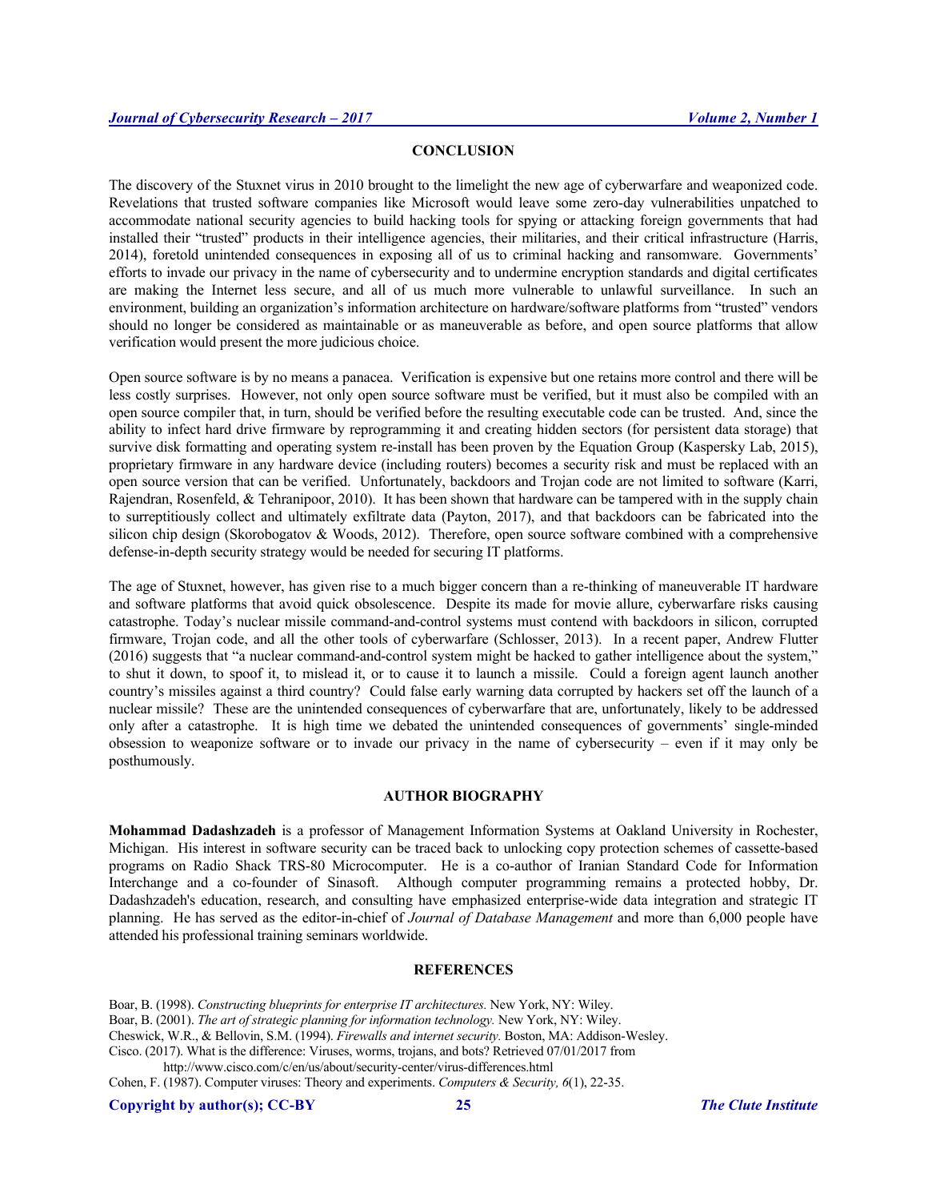## CONCLUSION

The discovery of the Stuxnet virus in 2010 brought to the limelight the new age of cyberwarfare and weaponized code. Revelations that trusted software companies like Microsoft would leave some zero-day vulnerabilities unpatched to accommodate national security agencies to build hacking tools for spying or attacking foreign governments that had installed their "trusted" products in their intelligence agencies, their militaries, and their critical infrastructure (Harris, 2014), foretold unintended consequences in exposing all of us to criminal hacking and ransomware. Governments' efforts to invade our privacy in the name of cybersecurity and to undermine encryption standards and digital certificates are making the Internet less secure, and all of us much more vulnerable to unlawful surveillance. In such an environment, building an organization's information architecture on hardware/software platforms from "trusted" vendors should no longer be considered as maintainable or as maneuverable as before, and open source platforms that allow verification would present the more judicious choice.

Open source software is by no means a panacea. Verification is expensive but one retains more control and there will be less costly surprises. However, not only open source software must be verified, but it must also be compiled with an open source compiler that, in turn, should be verified before the resulting executable code can be trusted. And, since the ability to infect hard drive firmware by reprogramming it and creating hidden sectors (for persistent data storage) that survive disk formatting and operating system re-install has been proven by the Equation Group (Kaspersky Lab, 2015), proprietary firmware in any hardware device (including routers) becomes a security risk and must be replaced with an open source version that can be verified. Unfortunately, backdoors and Trojan code are not limited to software (Karri, Rajendran, Rosenfeld, & Tehranipoor, 2010). It has been shown that hardware can be tampered with in the supply chain to surreptitiously collect and ultimately exfiltrate data (Payton, 2017), and that backdoors can be fabricated into the silicon chip design (Skorobogatov & Woods, 2012). Therefore, open source software combined with a comprehensive defense-in-depth security strategy would be needed for securing IT platforms.

The age of Stuxnet, however, has given rise to a much bigger concern than a re-thinking of maneuverable IT hardware and software platforms that avoid quick obsolescence. Despite its made for movie allure, cyberwarfare risks causing catastrophe. Today's nuclear missile command-and-control systems must contend with backdoors in silicon, corrupted firmware, Trojan code, and all the other tools of cyberwarfare (Schlosser, 2013). In a recent paper, Andrew Flutter (2016) suggests that "a nuclear command-and-control system might be hacked to gather intelligence about the system," to shut it down, to spoof it, to mislead it, or to cause it to launch a missile. Could a foreign agent launch another country's missiles against a third country? Could false early warning data corrupted by hackers set off the launch of a nuclear missile? These are the unintended consequences of cyberwarfare that are, unfortunately, likely to be addressed only after a catastrophe. It is high time we debated the unintended consequences of governments' single-minded obsession to weaponize software or to invade our privacy in the name of cybersecurity – even if it may only be posthumously.

## AUTHOR BIOGRAPHY

**Mohammad Dadashzadeh** is a professor of Management Information Systems at Oakland University in Rochester, Michigan. His interest in software security can be traced back to unlocking copy protection schemes of cassette-based programs on Radio Shack TRS-80 Microcomputer. He is a co-author of Iranian Standard Code for Information Interchange and a co-founder of Sinasoft. Although computer programming remains a protected hobby, Dr. Dadashzadeh's education, research, and consulting have emphasized enterprise-wide data integration and strategic IT planning. He has served as the editor-in-chief of *Journal of Database Management* and more than 6,000 people have attended his professional training seminars worldwide.

## REFERENCES

Boar, B. (1998). *Constructing blueprints for enterprise IT architectures.* New York, NY: Wiley.

Boar, B. (2001). *The art of strategic planning for information technology.* New York, NY: Wiley.

Cheswick, W.R., & Bellovin, S.M. (1994). *Firewalls and internet security.* Boston, MA: Addison-Wesley.

Cisco. (2017). What is the difference: Viruses, worms, trojans, and bots? Retrieved 07/01/2017 from http://www.cisco.com/c/en/us/about/security-center/virus-differences.html

Cohen, F. (1987). Computer viruses: Theory and experiments. *Computers & Security, 6*(1), 22-35.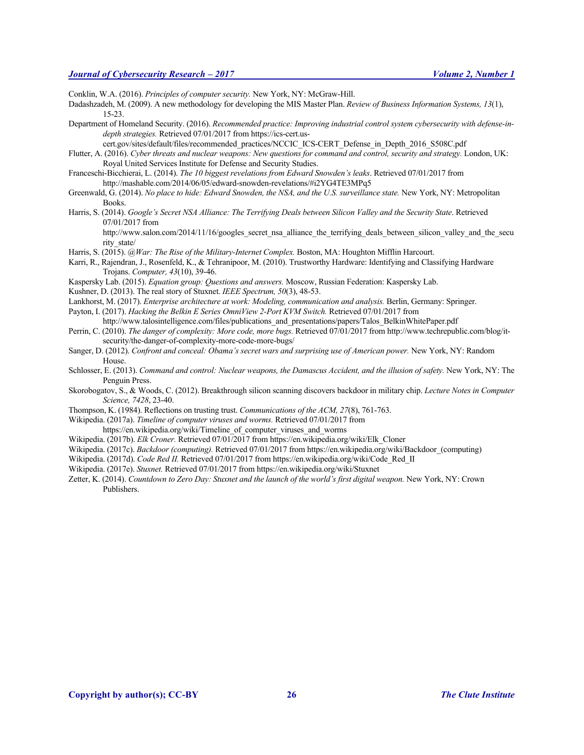Conklin, W.A. (2016). *Principles of computer security.* New York, NY: McGraw-Hill.

Dadashzadeh, M. (2009). A new methodology for developing the MIS Master Plan. *Review of Business Information Systems, 13*(1), 15-23.

Department of Homeland Security. (2016). *Recommended practice: Improving industrial control system cybersecurity with defense-in-depth strategies.* Retrieved 07/01/2017 from https://ics-cert.us-cert.gov/sites/default/files/recommended_practices/NCCIC_ICS-CERT_Defense_in_Depth_2016_S508C.pdf

Flutter, A. (2016). *Cyber threats and nuclear weapons: New questions for command and control, security and strategy.* London, UK: Royal United Services Institute for Defense and Security Studies.

Franceschi-Bicchierai, L. (2014). *The 10 biggest revelations from Edward Snowden's leaks*. Retrieved 07/01/2017 from http://mashable.com/2014/06/05/edward-snowden-revelations/#i2YG4TE3MPq5

Greenwald, G. (2014). *No place to hide: Edward Snowden, the NSA, and the U.S. surveillance state.* New York, NY: Metropolitan Books.

Harris, S. (2014). *Google's Secret NSA Alliance: The Terrifying Deals between Silicon Valley and the Security State*. Retrieved 07/01/2017 from http://www.salon.com/2014/11/16/googles_secret_nsa_alliance_the_terrifying_deals_between_silicon_valley_and_the_security_state/

Harris, S. (2015). *@War: The Rise of the Military-Internet Complex.* Boston, MA: Houghton Mifflin Harcourt.

Karri, R., Rajendran, J., Rosenfeld, K., & Tehranipoor, M. (2010). Trustworthy Hardware: Identifying and Classifying Hardware Trojans. *Computer, 43*(10), 39-46.

Kaspersky Lab. (2015). *Equation group: Questions and answers.* Moscow, Russian Federation: Kaspersky Lab.

Kushner, D. (2013). The real story of Stuxnet. *IEEE Spectrum, 50*(3), 48-53.

Lankhorst, M. (2017). *Enterprise architecture at work: Modeling, communication and analysis.* Berlin, Germany: Springer.

Payton, I. (2017). *Hacking the Belkin E Series OmniView 2-Port KVM Switch.* Retrieved 07/01/2017 from http://www.talosintelligence.com/files/publications_and_presentations/papers/Talos_BelkinWhitePaper.pdf

Perrin, C. (2010). *The danger of complexity: More code, more bugs.* Retrieved 07/01/2017 from http://www.techrepublic.com/blog/it-security/the-danger-of-complexity-more-code-more-bugs/

Sanger, D. (2012). *Confront and conceal: Obama's secret wars and surprising use of American power.* New York, NY: Random House.

Schlosser, E. (2013). *Command and control: Nuclear weapons, the Damascus Accident, and the illusion of safety.* New York, NY: The Penguin Press.

Skorobogatov, S., & Woods, C. (2012). Breakthrough silicon scanning discovers backdoor in military chip. *Lecture Notes in Computer Science, 7428*, 23-40.

Thompson, K. (1984). Reflections on trusting trust. *Communications of the ACM, 27*(8), 761-763.

Wikipedia. (2017a). *Timeline of computer viruses and worms.* Retrieved 07/01/2017 from https://en.wikipedia.org/wiki/Timeline_of_computer_viruses_and_worms

Wikipedia. (2017b). *Elk Croner.* Retrieved 07/01/2017 from https://en.wikipedia.org/wiki/Elk_Cloner

Wikipedia. (2017c). *Backdoor (computing).* Retrieved 07/01/2017 from https://en.wikipedia.org/wiki/Backdoor_(computing)

Wikipedia. (2017d). *Code Red II.* Retrieved 07/01/2017 from https://en.wikipedia.org/wiki/Code_Red_II

Wikipedia. (2017e). *Stuxnet.* Retrieved 07/01/2017 from https://en.wikipedia.org/wiki/Stuxnet

Zetter, K. (2014). *Countdown to Zero Day: Stuxnet and the launch of the world's first digital weapon.* New York, NY: Crown Publishers.